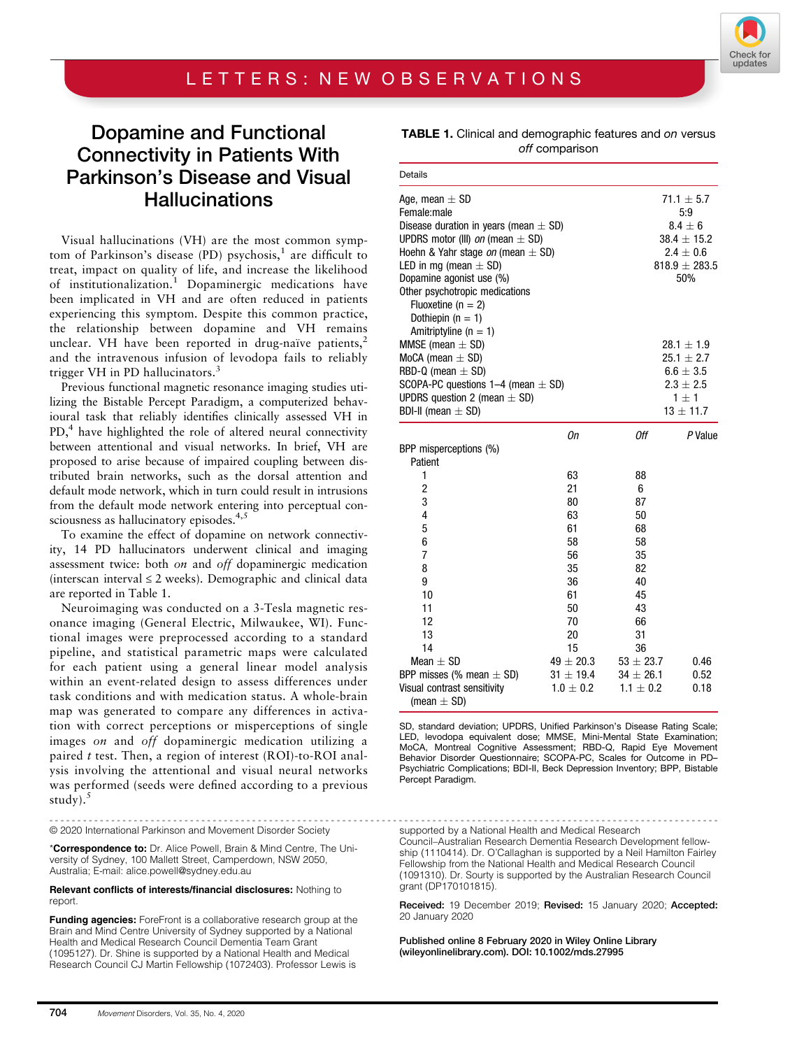LETTERS: NEW OBSERVATIONS

# Dopamine and Functional Connectivity in Patients With Parkinson's Disease and Visual Hallucinations

Visual hallucinations (VH) are the most common symptom of Parkinson's disease (PD) psychosis,[1] are difficult to treat, impact on quality of life, and increase the likelihood of institutionalization.[1] Dopaminergic medications have been implicated in VH and are often reduced in patients experiencing this symptom. Despite this common practice, the relationship between dopamine and VH remains unclear. VH have been reported in drug-naïve patients,[2] and the intravenous infusion of levodopa fails to reliably trigger VH in PD hallucinators.[3]

Previous functional magnetic resonance imaging studies utilizing the Bistable Percept Paradigm, a computerized behavioural task that reliably identifies clinically assessed VH in PD,[4] have highlighted the role of altered neural connectivity between attentional and visual networks. In brief, VH are proposed to arise because of impaired coupling between distributed brain networks, such as the dorsal attention and default mode network, which in turn could result in intrusions from the default mode network entering into perceptual consciousness as hallucinatory episodes.[4,5]

To examine the effect of dopamine on network connectivity, 14 PD hallucinators underwent clinical and imaging assessment twice: both *on* and *off* dopaminergic medication (interscan interval ≤ 2 weeks). Demographic and clinical data are reported in Table 1.

Neuroimaging was conducted on a 3-Tesla magnetic resonance imaging (General Electric, Milwaukee, WI). Functional images were preprocessed according to a standard pipeline, and statistical parametric maps were calculated for each patient using a general linear model analysis within an event-related design to assess differences under task conditions and with medication status. A whole-brain map was generated to compare any differences in activation with correct perceptions or misperceptions of single images *on* and *off* dopaminergic medication utilizing a paired *t* test. Then, a region of interest (ROI)-to-ROI analysis involving the attentional and visual neural networks was performed (seeds were defined according to a previous study).[5]

**TABLE 1.** Clinical and demographic features and *on* versus *off* comparison

| Details | | | |
|---|---|---|---|
| Age, mean ± SD | | | 71.1 ± 5.7 |
| Female:male | | | 5:9 |
| Disease duration in years (mean ± SD) | | | 8.4 ± 6 |
| UPDRS motor (III) *on* (mean ± SD) | | | 38.4 ± 15.2 |
| Hoehn & Yahr stage *on* (mean ± SD) | | | 2.4 ± 0.6 |
| LED in mg (mean ± SD) | | | 818.9 ± 283.5 |
| Dopamine agonist use (%) | | | 50% |
| Other psychotropic medications | | | |
| Fluoxetine (n = 2) | | | |
| Dothiepin (n = 1) | | | |
| Amitriptyline (n = 1) | | | |
| MMSE (mean ± SD) | | | 28.1 ± 1.9 |
| MoCA (mean ± SD) | | | 25.1 ± 2.7 |
| RBD-Q (mean ± SD) | | | 6.6 ± 3.5 |
| SCOPA-PC questions 1–4 (mean ± SD) | | | 2.3 ± 2.5 |
| UPDRS question 2 (mean ± SD) | | | 1 ± 1 |
| BDI-II (mean ± SD) | | | 13 ± 11.7 |
| | *On* | *Off* | *P* Value |
| BPP misperceptions (%) | | | |
| Patient | | | |
| 1 | 63 | 88 | |
| 2 | 21 | 6 | |
| 3 | 80 | 87 | |
| 4 | 63 | 50 | |
| 5 | 61 | 68 | |
| 6 | 58 | 58 | |
| 7 | 56 | 35 | |
| 8 | 35 | 82 | |
| 9 | 36 | 40 | |
| 10 | 61 | 45 | |
| 11 | 50 | 43 | |
| 12 | 70 | 66 | |
| 13 | 20 | 31 | |
| 14 | 15 | 36 | |
| Mean ± SD | 49 ± 20.3 | 53 ± 23.7 | 0.46 |
| BPP misses (% mean ± SD) | 31 ± 19.4 | 34 ± 26.1 | 0.52 |
| Visual contrast sensitivity (mean ± SD) | 1.0 ± 0.2 | 1.1 ± 0.2 | 0.18 |

SD, standard deviation; UPDRS, Unified Parkinson's Disease Rating Scale; LED, levodopa equivalent dose; MMSE, Mini-Mental State Examination; MoCA, Montreal Cognitive Assessment; RBD-Q, Rapid Eye Movement Behavior Disorder Questionnaire; SCOPA-PC, Scales for Outcome in PD–Psychiatric Complications; BDI-II, Beck Depression Inventory; BPP, Bistable Percept Paradigm.

---

© 2020 International Parkinson and Movement Disorder Society

***Correspondence to:** Dr. Alice Powell, Brain & Mind Centre, The University of Sydney, 100 Mallett Street, Camperdown, NSW 2050, Australia; E-mail: alice.powell@sydney.edu.au

**Relevant conflicts of interests/financial disclosures:** Nothing to report.

**Funding agencies:** ForeFront is a collaborative research group at the Brain and Mind Centre University of Sydney supported by a National Health and Medical Research Council Dementia Team Grant (1095127). Dr. Shine is supported by a National Health and Medical Research Council CJ Martin Fellowship (1072403). Professor Lewis is supported by a National Health and Medical Research Council–Australian Research Dementia Research Development fellowship (1110414). Dr. O'Callaghan is supported by a Neil Hamilton Fairley Fellowship from the National Health and Medical Research Council (1091310). Dr. Sourty is supported by the Australian Research Council grant (DP170101815).

**Received:** 19 December 2019; **Revised:** 15 January 2020; **Accepted:** 20 January 2020

**Published online 8 February 2020 in Wiley Online Library (wileyonlinelibrary.com). DOI: 10.1002/mds.27995**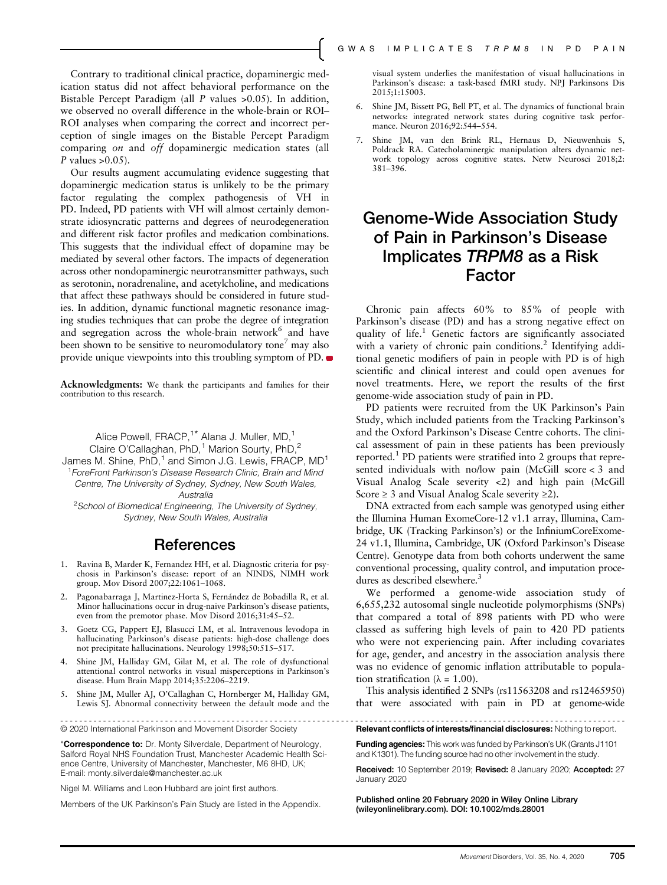Contrary to traditional clinical practice, dopaminergic medication status did not affect behavioral performance on the Bistable Percept Paradigm (all *P* values >0.05). In addition, we observed no overall difference in the whole-brain or ROI–ROI analyses when comparing the correct and incorrect perception of single images on the Bistable Percept Paradigm comparing *on* and *off* dopaminergic medication states (all *P* values >0.05).

Our results augment accumulating evidence suggesting that dopaminergic medication status is unlikely to be the primary factor regulating the complex pathogenesis of VH in PD. Indeed, PD patients with VH will almost certainly demonstrate idiosyncratic patterns and degrees of neurodegeneration and different risk factor profiles and medication combinations. This suggests that the individual effect of dopamine may be mediated by several other factors. The impacts of degeneration across other nondopaminergic neurotransmitter pathways, such as serotonin, noradrenaline, and acetylcholine, and medications that affect these pathways should be considered in future studies. In addition, dynamic functional magnetic resonance imaging studies techniques that can probe the degree of integration and segregation across the whole-brain network[6] and have been shown to be sensitive to neuromodulatory tone[7] may also provide unique viewpoints into this troubling symptom of PD.

**Acknowledgments:** We thank the participants and families for their contribution to this research.

Alice Powell, FRACP,[1*] Alana J. Muller, MD,[1] Claire O'Callaghan, PhD,[1] Marion Sourty, PhD,[2] James M. Shine, PhD,[1] and Simon J.G. Lewis, FRACP, MD[1]

[1]*ForeFront Parkinson's Disease Research Clinic, Brain and Mind Centre, The University of Sydney, Sydney, New South Wales, Australia*

[2]*School of Biomedical Engineering, The University of Sydney, Sydney, New South Wales, Australia*

## References

1. Ravina B, Marder K, Fernandez HH, et al. Diagnostic criteria for psychosis in Parkinson's disease: report of an NINDS, NIMH work group. Mov Disord 2007;22:1061–1068.
2. Pagonabarraga J, Martinez-Horta S, Fernández de Bobadilla R, et al. Minor hallucinations occur in drug-naive Parkinson's disease patients, even from the premotor phase. Mov Disord 2016;31:45–52.
3. Goetz CG, Pappert EJ, Blasucci LM, et al. Intravenous levodopa in hallucinating Parkinson's disease patients: high-dose challenge does not precipitate hallucinations. Neurology 1998;50:515–517.
4. Shine JM, Halliday GM, Gilat M, et al. The role of dysfunctional attentional control networks in visual misperceptions in Parkinson's disease. Hum Brain Mapp 2014;35:2206–2219.
5. Shine JM, Muller AJ, O'Callaghan C, Hornberger M, Halliday GM, Lewis SJ. Abnormal connectivity between the default mode and the visual system underlies the manifestation of visual hallucinations in Parkinson's disease: a task-based fMRI study. NPJ Parkinsons Dis 2015;1:15003.
6. Shine JM, Bissett PG, Bell PT, et al. The dynamics of functional brain networks: integrated network states during cognitive task performance. Neuron 2016;92:544–554.
7. Shine JM, van den Brink RL, Hernaus D, Nieuwenhuis S, Poldrack RA. Catecholaminergic manipulation alters dynamic network topology across cognitive states. Netw Neurosci 2018;2:381–396.

# Genome-Wide Association Study of Pain in Parkinson's Disease Implicates *TRPM8* as a Risk Factor

Chronic pain affects 60% to 85% of people with Parkinson's disease (PD) and has a strong negative effect on quality of life.[1] Genetic factors are significantly associated with a variety of chronic pain conditions.[2] Identifying additional genetic modifiers of pain in people with PD is of high scientific and clinical interest and could open avenues for novel treatments. Here, we report the results of the first genome-wide association study of pain in PD.

PD patients were recruited from the UK Parkinson's Pain Study, which included patients from the Tracking Parkinson's and the Oxford Parkinson's Disease Centre cohorts. The clinical assessment of pain in these patients has been previously reported.[1] PD patients were stratified into 2 groups that represented individuals with no/low pain (McGill score < 3 and Visual Analog Scale severity <2) and high pain (McGill Score ≥ 3 and Visual Analog Scale severity ≥2).

DNA extracted from each sample was genotyped using either the Illumina Human ExomeCore-12 v1.1 array, Illumina, Cambridge, UK (Tracking Parkinson's) or the InfiniumCoreExome-24 v1.1, Illumina, Cambridge, UK (Oxford Parkinson's Disease Centre). Genotype data from both cohorts underwent the same conventional processing, quality control, and imputation procedures as described elsewhere.[3]

We performed a genome-wide association study of 6,655,232 autosomal single nucleotide polymorphisms (SNPs) that compared a total of 898 patients with PD who were classed as suffering high levels of pain to 420 PD patients who were not experiencing pain. After including covariates for age, gender, and ancestry in the association analysis there was no evidence of genomic inflation attributable to population stratification ($\lambda = 1.00$).

This analysis identified 2 SNPs (rs11563208 and rs12465950) that were associated with pain in PD at genome-wide

© 2020 International Parkinson and Movement Disorder Society

\***Correspondence to:** Dr. Monty Silverdale, Department of Neurology, Salford Royal NHS Foundation Trust, Manchester Academic Health Science Centre, University of Manchester, Manchester, M6 8HD, UK; E-mail: monty.silverdale@manchester.ac.uk

Nigel M. Williams and Leon Hubbard are joint first authors.

Members of the UK Parkinson's Pain Study are listed in the Appendix.

**Relevant conflicts of interests/financial disclosures:** Nothing to report.

**Funding agencies:** This work was funded by Parkinson's UK (Grants J1101 and K1301). The funding source had no other involvement in the study.

**Received:** 10 September 2019; **Revised:** 8 January 2020; **Accepted:** 27 January 2020

Published online 20 February 2020 in Wiley Online Library (wileyonlinelibrary.com). DOI: 10.1002/mds.28001